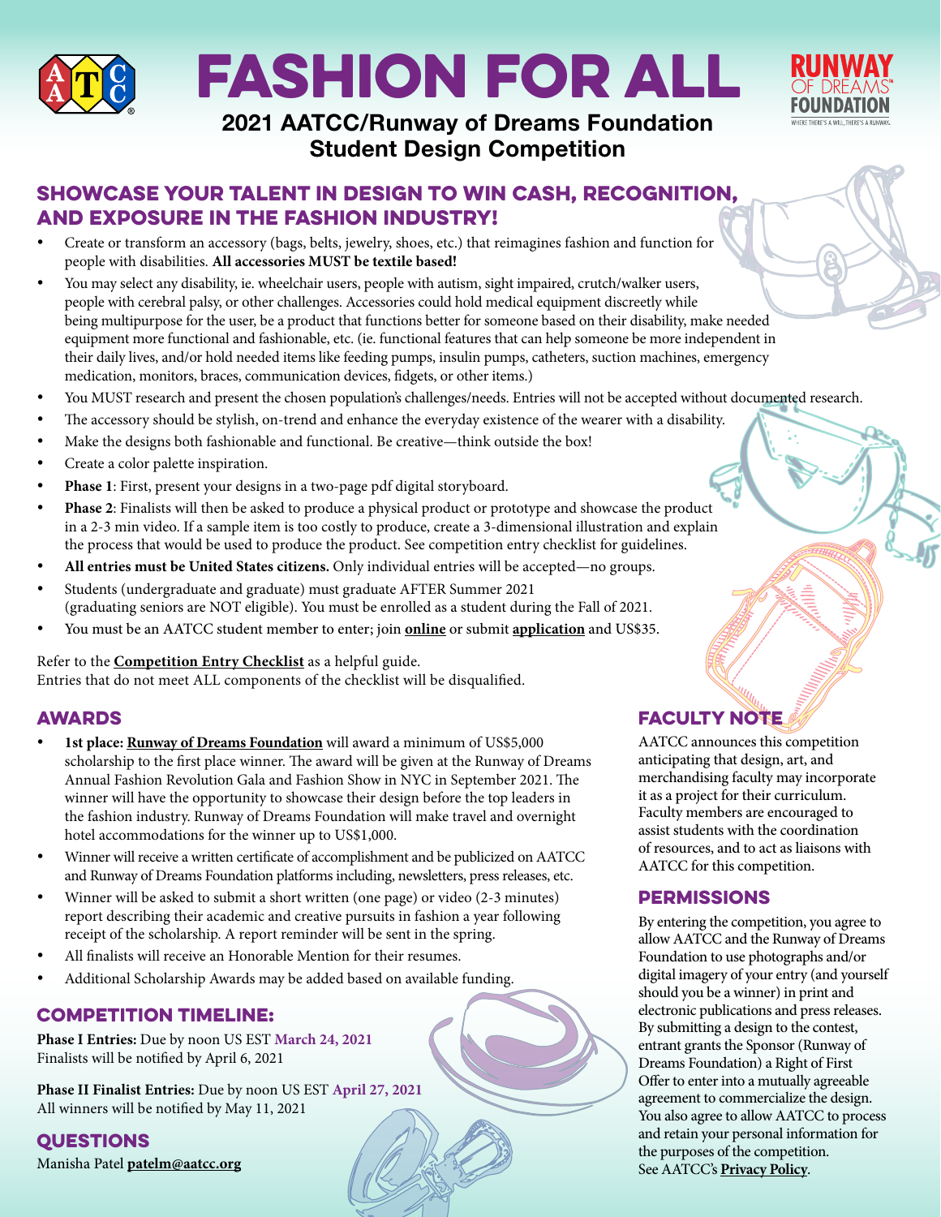# FASHION FOR ALL

## 2021 AATCC/Runway of Dreams Foundation Student Design Competition

## SHOWCASE YOUR TALENT IN DESIGN TO WIN CASH, RECOGNITION, AND EXPOSURE IN THE FASHION INDUSTRY!

- Create or transform an accessory (bags, belts, jewelry, shoes, etc.) that reimagines fashion and function for people with disabilities. **All accessories MUST be textile based!**
- You may select any disability, ie. wheelchair users, people with autism, sight impaired, crutch/walker users, people with cerebral palsy, or other challenges. Accessories could hold medical equipment discreetly while being multipurpose for the user, be a product that functions better for someone based on their disability, make needed equipment more functional and fashionable, etc. (ie. functional features that can help someone be more independent in their daily lives, and/or hold needed items like feeding pumps, insulin pumps, catheters, suction machines, emergency medication, monitors, braces, communication devices, fidgets, or other items.)
- You MUST research and present the chosen population's challenges/needs. Entries will not be accepted without documented research.
- The accessory should be stylish, on-trend and enhance the everyday existence of the wearer with a disability.
- Make the designs both fashionable and functional. Be creative—think outside the box!
- Create a color palette inspiration.
- **Phase 1**: First, present your designs in a two-page pdf digital storyboard.
- **Phase 2**: Finalists will then be asked to produce a physical product or prototype and showcase the product in a 2-3 min video. If a sample item is too costly to produce, create a 3-dimensional illustration and explain the process that would be used to produce the product. See competition entry checklist for guidelines.
- **All entries must be United States citizens.** Only individual entries will be accepted—no groups.
- Students (undergraduate and graduate) must graduate AFTER Summer 2021 (graduating seniors are NOT eligible). You must be enrolled as a student during the Fall of 2021.
- You must be an AATCC student member to enter; join **online** or submit **application** and US$35.

Refer to the **Competition Entry Checklist** as a helpful guide.
Entries that do not meet ALL components of the checklist will be disqualified.

## AWARDS

- **1st place: Runway of Dreams Foundation** will award a minimum of US$5,000 scholarship to the first place winner. The award will be given at the Runway of Dreams Annual Fashion Revolution Gala and Fashion Show in NYC in September 2021. The winner will have the opportunity to showcase their design before the top leaders in the fashion industry. Runway of Dreams Foundation will make travel and overnight hotel accommodations for the winner up to US$1,000.
- Winner will receive a written certificate of accomplishment and be publicized on AATCC and Runway of Dreams Foundation platforms including, newsletters, press releases, etc.
- Winner will be asked to submit a short written (one page) or video (2-3 minutes) report describing their academic and creative pursuits in fashion a year following receipt of the scholarship. A report reminder will be sent in the spring.
- All finalists will receive an Honorable Mention for their resumes.
- Additional Scholarship Awards may be added based on available funding.

## COMPETITION TIMELINE:

**Phase I Entries:** Due by noon US EST **March 24, 2021**
Finalists will be notified by April 6, 2021

**Phase II Finalist Entries:** Due by noon US EST **April 27, 2021**
All winners will be notified by May 11, 2021

## QUESTIONS

Manisha Patel **patelm@aatcc.org**

## FACULTY NOTE

AATCC announces this competition anticipating that design, art, and merchandising faculty may incorporate it as a project for their curriculum. Faculty members are encouraged to assist students with the coordination of resources, and to act as liaisons with AATCC for this competition.

## PERMISSIONS

By entering the competition, you agree to allow AATCC and the Runway of Dreams Foundation to use photographs and/or digital imagery of your entry (and yourself should you be a winner) in print and electronic publications and press releases. By submitting a design to the contest, entrant grants the Sponsor (Runway of Dreams Foundation) a Right of First Offer to enter into a mutually agreeable agreement to commercialize the design. You also agree to allow AATCC to process and retain your personal information for the purposes of the competition.
See AATCC's **Privacy Policy**.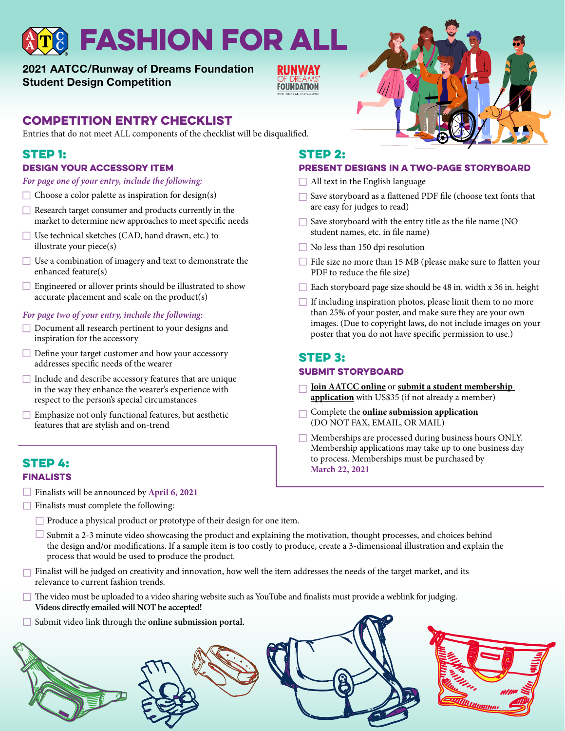# FASHION FOR ALL

**2021 AATCC/Runway of Dreams Foundation Student Design Competition**

## COMPETITION ENTRY CHECKLIST

Entries that do not meet ALL components of the checklist will be disqualified.

## STEP 1:

### DESIGN YOUR ACCESSORY ITEM

*For page one of your entry, include the following:*

- ☐ Choose a color palette as inspiration for design(s)
- ☐ Research target consumer and products currently in the market to determine new approaches to meet specific needs
- ☐ Use technical sketches (CAD, hand drawn, etc.) to illustrate your piece(s)
- ☐ Use a combination of imagery and text to demonstrate the enhanced feature(s)
- ☐ Engineered or allover prints should be illustrated to show accurate placement and scale on the product(s)

*For page two of your entry, include the following:*

- ☐ Document all research pertinent to your designs and inspiration for the accessory
- ☐ Define your target customer and how your accessory addresses specific needs of the wearer
- ☐ Include and describe accessory features that are unique in the way they enhance the wearer's experience with respect to the person's special circumstances
- ☐ Emphasize not only functional features, but aesthetic features that are stylish and on-trend

## STEP 2:

### PRESENT DESIGNS IN A TWO-PAGE STORYBOARD

- ☐ All text in the English language
- ☐ Save storyboard as a flattened PDF file (choose text fonts that are easy for judges to read)
- ☐ Save storyboard with the entry title as the file name (NO student names, etc. in file name)
- ☐ No less than 150 dpi resolution
- ☐ File size no more than 15 MB (please make sure to flatten your PDF to reduce the file size)
- ☐ Each storyboard page size should be 48 in. width x 36 in. height
- ☐ If including inspiration photos, please limit them to no more than 25% of your poster, and make sure they are your own images. (Due to copyright laws, do not include images on your poster that you do not have specific permission to use.)

## STEP 3:

### SUBMIT STORYBOARD

- ☐ **Join AATCC online** or **submit a student membership application** with US$35 (if not already a member)
- ☐ Complete the **online submission application** (DO NOT FAX, EMAIL, OR MAIL)
- ☐ Memberships are processed during business hours ONLY. Membership applications may take up to one business day to process. Memberships must be purchased by **March 22, 2021**

## STEP 4:

### FINALISTS

- ☐ Finalists will be announced by **April 6, 2021**
- ☐ Finalists must complete the following:
  - ☐ Produce a physical product or prototype of their design for one item.
  - ☐ Submit a 2-3 minute video showcasing the product and explaining the motivation, thought processes, and choices behind the design and/or modifications. If a sample item is too costly to produce, create a 3-dimensional illustration and explain the process that would be used to produce the product.
- ☐ Finalist will be judged on creativity and innovation, how well the item addresses the needs of the target market, and its relevance to current fashion trends.
- ☐ The video must be uploaded to a video sharing website such as YouTube and finalists must provide a weblink for judging. **Videos directly emailed will NOT be accepted!**
- ☐ Submit video link through the **online submission portal**.